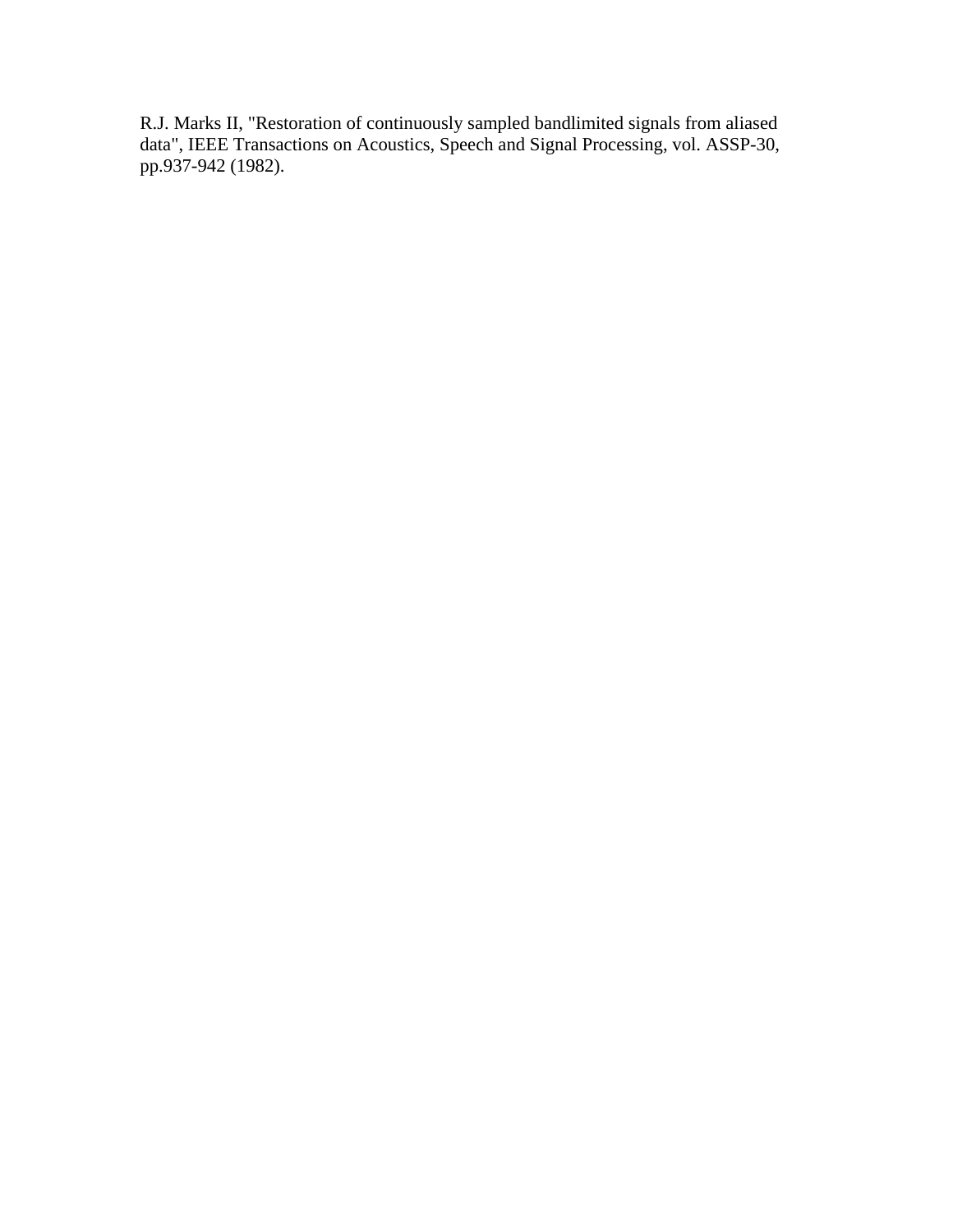R.J. Marks II, "Restoration of continuously sampled bandlimited signals from aliased data", IEEE Transactions on Acoustics, Speech and Signal Processing, vol. ASSP-30, pp.937-942 (1982).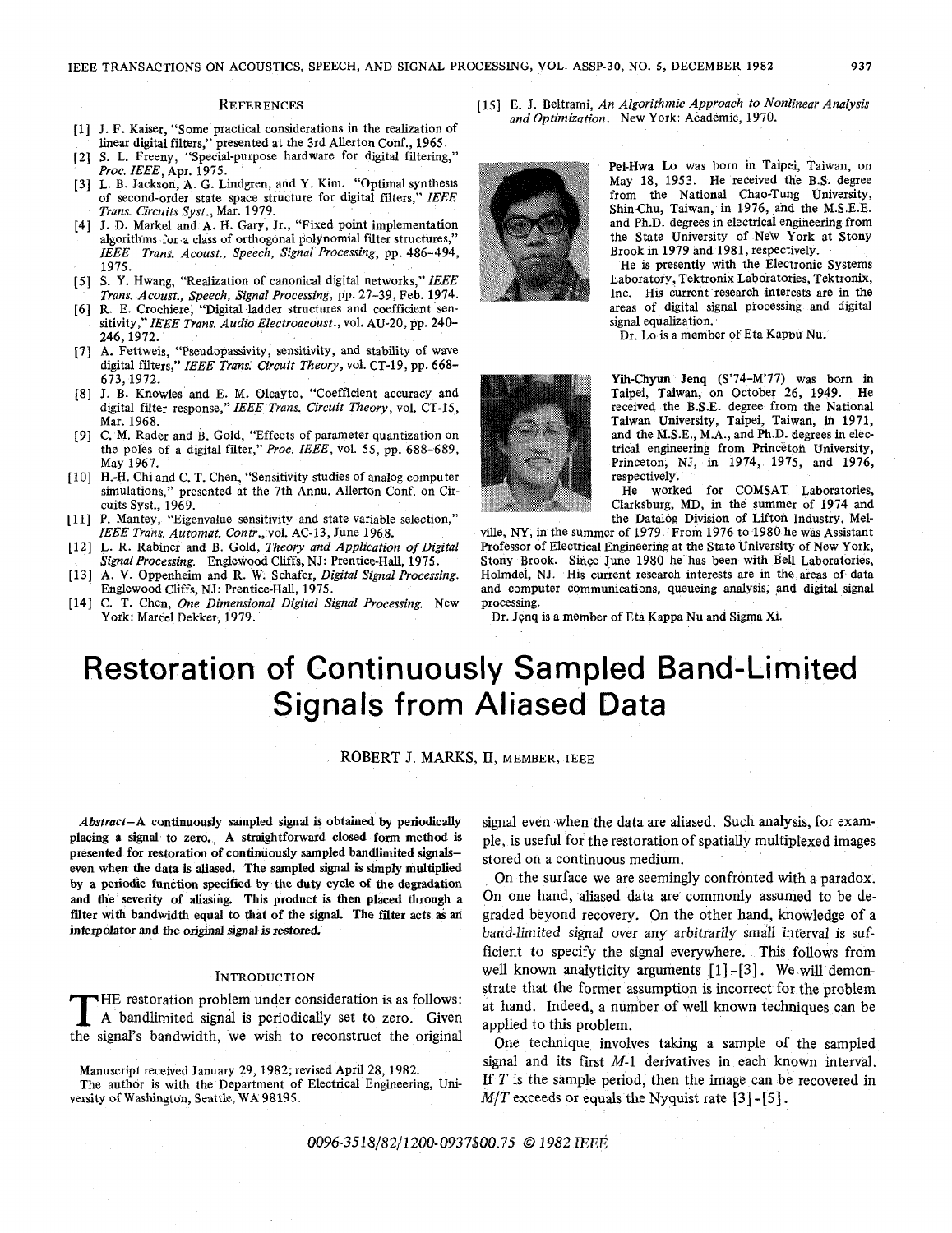## References

[1] J. F. Kaiser, "Some practical considerations in the realization of linear digital filters," presented at the 3rd Allerton Conf., 1965.

[2] S. L. Freeny, "Special-purpose hardware for digital filtering," *Proc. IEEE*, Apr. 1975.

[3] L. B. Jackson, A. G. Lindgren, and Y. Kim. "Optimal synthesis of second-order state space structure for digital filters," *IEEE Trans. Circuits Syst.*, Mar. 1979.

[4] J. D. Markel and A. H. Gary, Jr., "Fixed point implementation algorithms for a class of orthogonal polynomial filter structures," *IEEE Trans. Acoust., Speech, Signal Processing*, pp. 486–494, 1975.

[5] S. Y. Hwang, "Realization of canonical digital networks," *IEEE Trans. Acoust., Speech, Signal Processing*, pp. 27–39, Feb. 1974.

[6] R. E. Crochiere, "Digital ladder structures and coefficient sensitivity," *IEEE Trans. Audio Electroacoust.*, vol. AU-20, pp. 240–246, 1972.

[7] A. Fettweis, "Pseudopassivity, sensitivity, and stability of wave digital filters," *IEEE Trans. Circuit Theory*, vol. CT-19, pp. 668–673, 1972.

[8] J. B. Knowles and E. M. Olcayto, "Coefficient accuracy and digital filter response," *IEEE Trans. Circuit Theory*, vol. CT-15, Mar. 1968.

[9] C. M. Rader and B. Gold, "Effects of parameter quantization on the poles of a digital filter," *Proc. IEEE*, vol. 55, pp. 688–689, May 1967.

[10] H.-H. Chi and C. T. Chen, "Sensitivity studies of analog computer simulations," presented at the 7th Annu. Allerton Conf. on Circuits Syst., 1969.

[11] P. Mantey, "Eigenvalue sensitivity and state variable selection," *IEEE Trans. Automat. Contr.*, vol. AC-13, June 1968.

[12] L. R. Rabiner and B. Gold, *Theory and Application of Digital Signal Processing*. Englewood Cliffs, NJ: Prentice-Hall, 1975.

[13] A. V. Oppenheim and R. W. Schafer, *Digital Signal Processing*. Englewood Cliffs, NJ: Prentice-Hall, 1975.

[14] C. T. Chen, *One Dimensional Digital Signal Processing*. New York: Marcel Dekker, 1979.

[15] E. J. Beltrami, *An Algorithmic Approach to Nonlinear Analysis and Optimization*. New York: Academic, 1970.

**Pei-Hwa Lo** was born in Taipei, Taiwan, on May 18, 1953. He received the B.S. degree from the National Chao-Tung University, Shin-Chu, Taiwan, in 1976, and the M.S.E.E. and Ph.D. degrees in electrical engineering from the State University of New York at Stony Brook in 1979 and 1981, respectively.

He is presently with the Electronic Systems Laboratory, Tektronix Laboratories, Tektronix, Inc. His current research interests are in the areas of digital signal processing and digital signal equalization.

Dr. Lo is a member of Eta Kappu Nu.

**Yih-Chyun Jenq** (S'74–M'77) was born in Taipei, Taiwan, on October 26, 1949. He received the B.S.E. degree from the National Taiwan University, Taipei, Taiwan, in 1971, and the M.S.E., M.A., and Ph.D. degrees in electrical engineering from Princeton University, Princeton, NJ, in 1974, 1975, and 1976, respectively.

He worked for COMSAT Laboratories, Clarksburg, MD, in the summer of 1974 and the Datalog Division of Lifton Industry, Melville, NY, in the summer of 1979. From 1976 to 1980 he was Assistant Professor of Electrical Engineering at the State University of New York, Stony Brook. Since June 1980 he has been with Bell Laboratories, Holmdel, NJ. His current research interests are in the areas of data and computer communications, queueing analysis, and digital signal processing.

Dr. Jenq is a member of Eta Kappa Nu and Sigma Xi.

# Restoration of Continuously Sampled Band-Limited Signals from Aliased Data

ROBERT J. MARKS, II, MEMBER, IEEE

***Abstract*—A continuously sampled signal is obtained by periodically placing a signal to zero. A straightforward closed form method is presented for restoration of continuously sampled bandlimited signals—even when the data is aliased. The sampled signal is simply multiplied by a periodic function specified by the duty cycle of the degradation and the severity of aliasing. This product is then placed through a filter with bandwidth equal to that of the signal. The filter acts as an interpolator and the original signal is restored.**

## Introduction

The restoration problem under consideration is as follows: A bandlimited signal is periodically set to zero. Given the signal's bandwidth, we wish to reconstruct the original signal even when the data are aliased. Such analysis, for example, is useful for the restoration of spatially multiplexed images stored on a continuous medium.

On the surface we are seemingly confronted with a paradox. On one hand, aliased data are commonly assumed to be degraded beyond recovery. On the other hand, knowledge of a *band-limited* signal over *any arbitrarily small* interval is sufficient to specify the signal everywhere. This follows from well known analyticity arguments [1]–[3]. We will demonstrate that the former assumption is incorrect for the problem at hand. Indeed, a number of well known techniques can be applied to this problem.

One technique involves taking a sample of the sampled signal and its first $M$-1 derivatives in each known interval. If $T$ is the sample period, then the image can be recovered in $M/T$ exceeds or equals the Nyquist rate [3]–[5].

Manuscript received January 29, 1982; revised April 28, 1982.

The author is with the Department of Electrical Engineering, University of Washington, Seattle, WA 98195.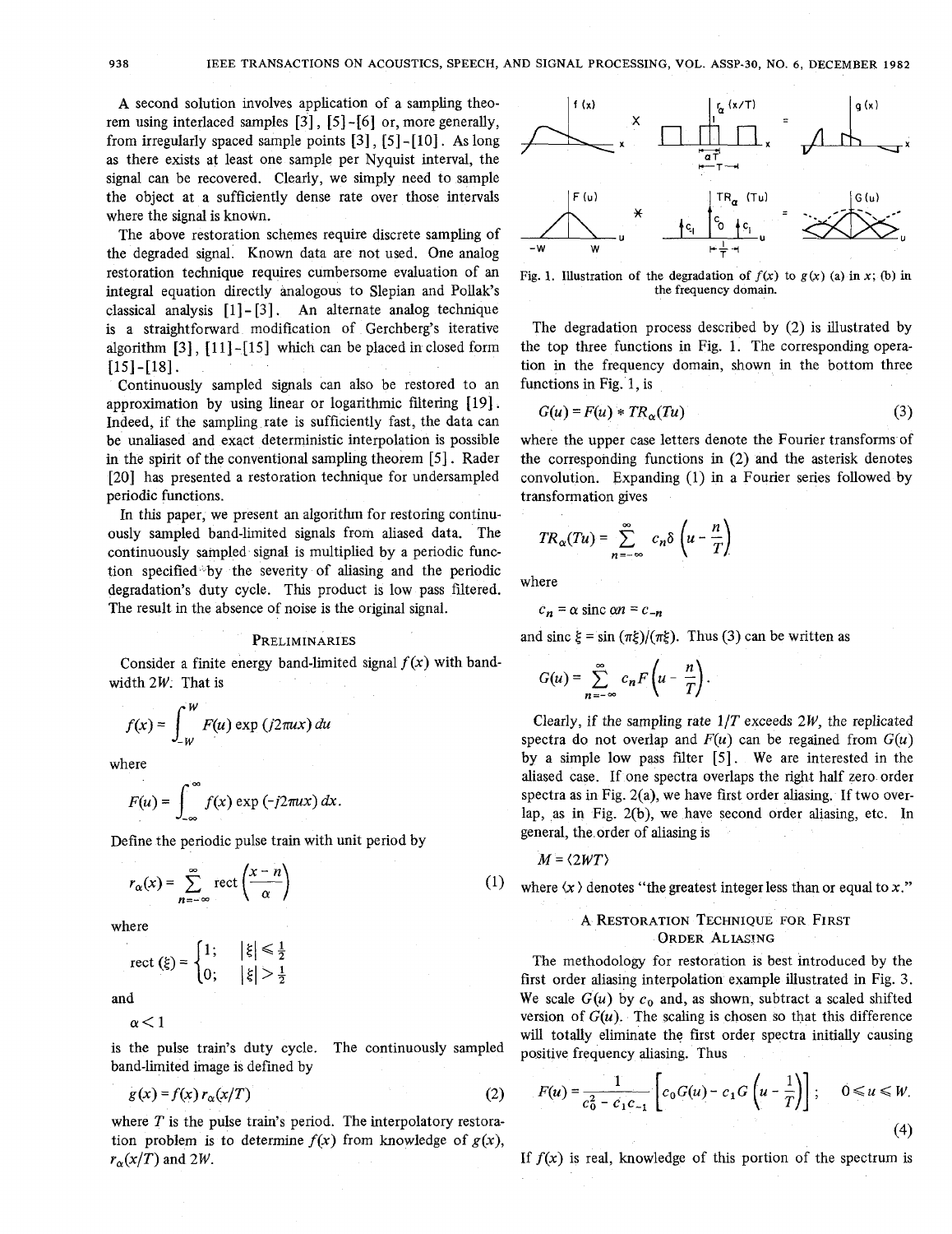A second solution involves application of a sampling theorem using interlaced samples [3], [5]-[6] or, more generally, from irregularly spaced sample points [3], [5]-[10]. As long as there exists at least one sample per Nyquist interval, the signal can be recovered. Clearly, we simply need to sample the object at a sufficiently dense rate over those intervals where the signal is known.

The above restoration schemes require discrete sampling of the degraded signal. Known data are not used. One analog restoration technique requires cumbersome evaluation of an integral equation directly analogous to Slepian and Pollak's classical analysis [1]-[3]. An alternate analog technique is a straightforward modification of Gerchberg's iterative algorithm [3], [11]-[15] which can be placed in closed form [15]-[18].

Continuously sampled signals can also be restored to an approximation by using linear or logarithmic filtering [19]. Indeed, if the sampling rate is sufficiently fast, the data can be unaliased and exact deterministic interpolation is possible in the spirit of the conventional sampling theorem [5]. Rader [20] has presented a restoration technique for undersampled periodic functions.

In this paper, we present an algorithm for restoring continuously sampled band-limited signals from aliased data. The continuously sampled signal is multiplied by a periodic function specified by the severity of aliasing and the periodic degradation's duty cycle. This product is low pass filtered. The result in the absence of noise is the original signal.

## Preliminaries

Consider a finite energy band-limited signal $f(x)$ with bandwidth $2W$. That is

$$f(x) = \int_{-W}^{W} F(u) \exp(j2\pi ux)\, du$$

where

$$F(u) = \int_{-\infty}^{\infty} f(x) \exp(-j2\pi ux)\, dx.$$

Define the periodic pulse train with unit period by

$$r_\alpha(x) = \sum_{n=-\infty}^{\infty} \text{rect}\left(\frac{x-n}{\alpha}\right) \tag{1}$$

where

$$\text{rect}(\xi) = \begin{cases} 1; & |\xi| \leq \frac{1}{2} \\ 0; & |\xi| > \frac{1}{2} \end{cases}$$

and

$$\alpha < 1$$

is the pulse train's duty cycle. The continuously sampled band-limited image is defined by

$$g(x) = f(x)\, r_\alpha(x/T) \tag{2}$$

where $T$ is the pulse train's period. The interpolatory restoration problem is to determine $f(x)$ from knowledge of $g(x)$, $r_\alpha(x/T)$ and $2W$.

Fig. 1. Illustration of the degradation of $f(x)$ to $g(x)$ (a) in $x$; (b) in the frequency domain.

The degradation process described by (2) is illustrated by the top three functions in Fig. 1. The corresponding operation in the frequency domain, shown in the bottom three functions in Fig. 1, is

$$G(u) = F(u) * TR_\alpha(Tu) \tag{3}$$

where the upper case letters denote the Fourier transforms of the corresponding functions in (2) and the asterisk denotes convolution. Expanding (1) in a Fourier series followed by transformation gives

$$TR_\alpha(Tu) = \sum_{n=-\infty}^{\infty} c_n \delta\left(u - \frac{n}{T}\right)$$

where

$$c_n = \alpha \,\text{sinc}\, \alpha n = c_{-n}$$

and $\text{sinc}\, \xi = \sin(\pi\xi)/(\pi\xi)$. Thus (3) can be written as

$$G(u) = \sum_{n=-\infty}^{\infty} c_n F\left(u - \frac{n}{T}\right).$$

Clearly, if the sampling rate $1/T$ exceeds $2W$, the replicated spectra do not overlap and $F(u)$ can be regained from $G(u)$ by a simple low pass filter [5]. We are interested in the aliased case. If one spectra overlaps the right half zero order spectra as in Fig. 2(a), we have first order aliasing. If two overlap, as in Fig. 2(b), we have second order aliasing, etc. In general, the order of aliasing is

$$M = \langle 2WT \rangle$$

where $\langle x \rangle$ denotes "the greatest integer less than or equal to $x$."

## A Restoration Technique for First Order Aliasing

The methodology for restoration is best introduced by the first order aliasing interpolation example illustrated in Fig. 3. We scale $G(u)$ by $c_0$ and, as shown, subtract a scaled shifted version of $G(u)$. The scaling is chosen so that this difference will totally eliminate the first order spectra initially causing positive frequency aliasing. Thus

$$F(u) = \frac{1}{c_0^2 - c_1 c_{-1}} \left[c_0 G(u) - c_1 G\left(u - \frac{1}{T}\right)\right]; \quad 0 \leq u \leq W. \tag{4}$$

If $f(x)$ is real, knowledge of this portion of the spectrum is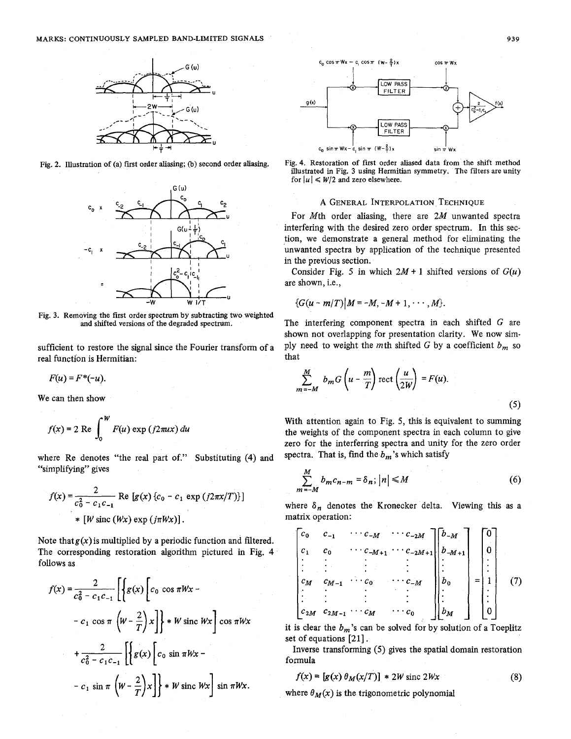Fig. 2. Illustration of (a) first order aliasing; (b) second order aliasing.

Fig. 3. Removing the first order spectrum by subtracting two weighted and shifted versions of the degraded spectrum.

sufficient to restore the signal since the Fourier transform of a real function is Hermitian:

$$F(u) = F^*(-u).$$

We can then show

$$f(x) = 2 \text{ Re} \int_0^W F(u) \exp(j2\pi ux)\, du$$

where Re denotes "the real part of." Substituting (4) and "simplifying" gives

$$f(x) = \frac{2}{c_0^2 - c_1 c_{-1}} \text{Re}\, [g(x) \{c_0 - c_1 \exp(j2\pi x/T)\}] * [W \operatorname{sinc}(Wx) \exp(j\pi Wx)].$$

Note that $g(x)$ is multiplied by a periodic function and filtered. The corresponding restoration algorithm pictured in Fig. 4 follows as

$$f(x) = \frac{2}{c_0^2 - c_1 c_{-1}} \left[ \left\{ g(x) \left[ c_0 \cos \pi W x - c_1 \cos \pi \left( W - \frac{2}{T} \right) x \right] \right\} * W \operatorname{sinc} Wx \right] \cos \pi W x$$
$$+ \frac{2}{c_0^2 - c_1 c_{-1}} \left[ \left\{ g(x) \left[ c_0 \sin \pi W x - c_1 \sin \pi \left( W - \frac{2}{T} \right) x \right] \right\} * W \operatorname{sinc} Wx \right] \sin \pi W x.$$

Fig. 4. Restoration of first order aliased data from the shift method illustrated in Fig. 3 using Hermitian symmetry. The filters are unity for $|u| \leqslant W/2$ and zero elsewhere.

## A General Interpolation Technique

For $M$th order aliasing, there are $2M$ unwanted spectra interfering with the desired zero order spectrum. In this section, we demonstrate a general method for eliminating the unwanted spectra by application of the technique presented in the previous section.

Consider Fig. 5 in which $2M + 1$ shifted versions of $G(u)$ are shown, i.e.,

$$\{G(u - m/T) | M = -M, -M + 1, \cdots, M\}.$$

The interfering component spectra in each shifted $G$ are shown not overlapping for presentation clarity. We now simply need to weight the $m$th shifted $G$ by a coefficient $b_m$ so that

$$\sum_{m=-M}^{M} b_m G\left(u - \frac{m}{T}\right) \operatorname{rect}\left(\frac{u}{2W}\right) = F(u). \tag{5}$$

With attention again to Fig. 5, this is equivalent to summing the weights of the component spectra in each column to give zero for the interfering spectra and unity for the zero order spectra. That is, find the $b_m$'s which satisfy

$$\sum_{m=-M}^{M} b_m c_{n-m} = \delta_n;\ |n| \leqslant M \tag{6}$$

where $\delta_n$ denotes the Kronecker delta. Viewing this as a matrix operation:

$$\begin{bmatrix} c_0 & c_{-1} & \cdots c_{-M} & \cdots c_{-2M} \\ c_1 & c_0 & \cdots c_{-M+1} & \cdots c_{-2M+1} \\ \vdots & \vdots & \vdots & \vdots \\ c_M & c_{M-1} & \cdots c_0 & \cdots c_{-M} \\ \vdots & \vdots & \vdots & \vdots \\ c_{2M} & c_{2M-1} & \cdots c_M & \cdots c_0 \end{bmatrix} \begin{bmatrix} b_{-M} \\ b_{-M+1} \\ \vdots \\ b_0 \\ \vdots \\ b_M \end{bmatrix} = \begin{bmatrix} 0 \\ 0 \\ \vdots \\ 1 \\ \vdots \\ 0 \end{bmatrix} \tag{7}$$

it is clear the $b_m$'s can be solved for by solution of a Toeplitz set of equations [21].

Inverse transforming (5) gives the spatial domain restoration formula

$$f(x) = [g(x)\, \theta_M(x/T)] * 2W \operatorname{sinc} 2Wx \tag{8}$$

where $\theta_M(x)$ is the trigonometric polynomial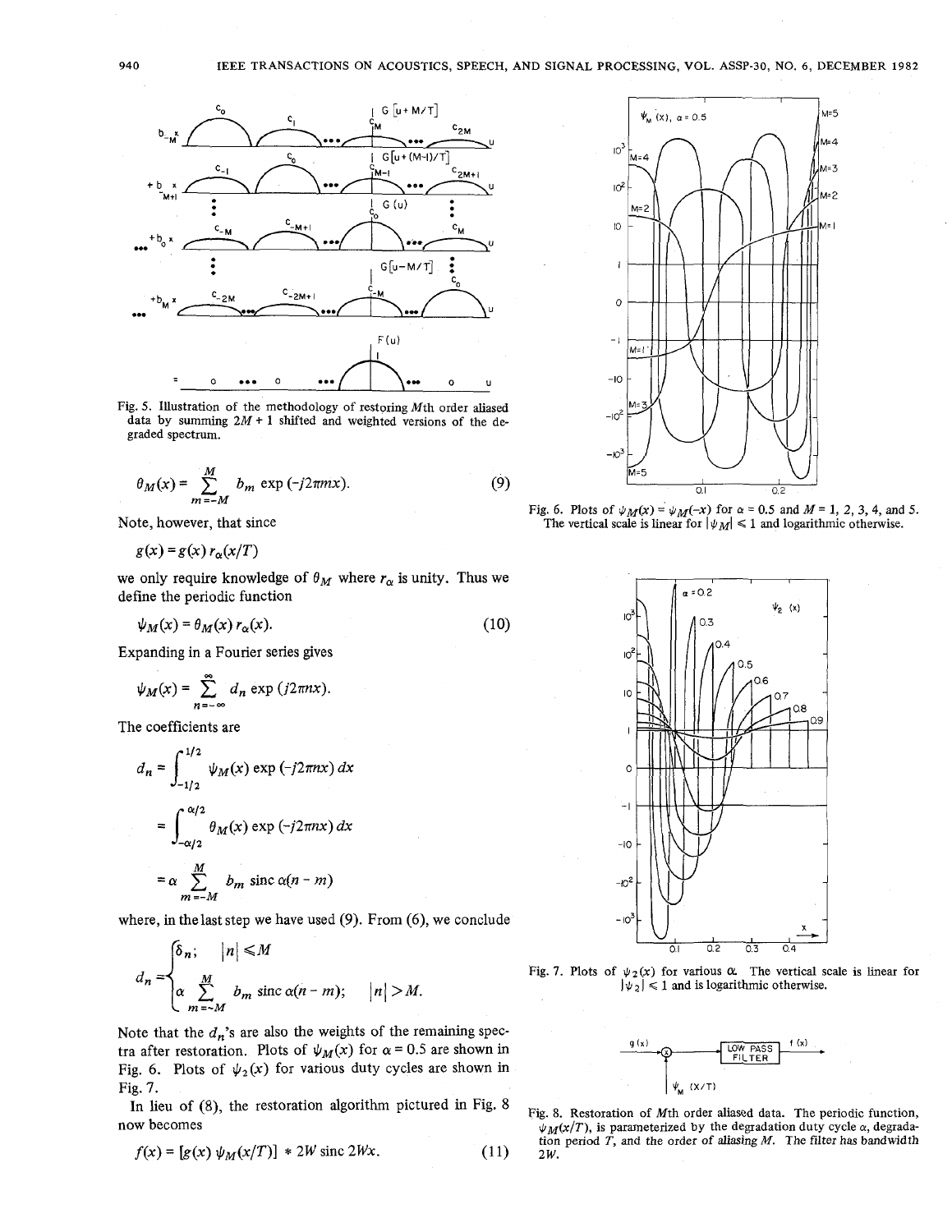Fig. 5. Illustration of the methodology of restoring $M$th order aliased data by summing $2M + 1$ shifted and weighted versions of the degraded spectrum.

$$\theta_M(x) = \sum_{m=-M}^{M} b_m \exp(-j2\pi mx). \tag{9}$$

Note, however, that since

$$g(x) = g(x)\, r_\alpha(x/T)$$

we only require knowledge of $\theta_M$ where $r_\alpha$ is unity. Thus we define the periodic function

$$\psi_M(x) = \theta_M(x)\, r_\alpha(x). \tag{10}$$

Expanding in a Fourier series gives

$$\psi_M(x) = \sum_{n=-\infty}^{\infty} d_n \exp(j2\pi nx).$$

The coefficients are

$$\begin{aligned} d_n &= \int_{-1/2}^{1/2} \psi_M(x) \exp(-j2\pi nx)\, dx \\ &= \int_{-\alpha/2}^{\alpha/2} \theta_M(x) \exp(-j2\pi nx)\, dx \\ &= \alpha \sum_{m=-M}^{M} b_m \operatorname{sinc} \alpha(n-m) \end{aligned}$$

where, in the last step we have used (9). From (6), we conclude

$$d_n = \begin{cases} \delta_n; & |n| \le M \\ \alpha \displaystyle\sum_{m=-M}^{M} b_m \operatorname{sinc} \alpha(n-m); & |n| > M. \end{cases}$$

Note that the $d_n$'s are also the weights of the remaining spectra after restoration. Plots of $\psi_M(x)$ for $\alpha = 0.5$ are shown in Fig. 6. Plots of $\psi_2(x)$ for various duty cycles are shown in Fig. 7.

In lieu of (8), the restoration algorithm pictured in Fig. 8 now becomes

$$f(x) = [g(x)\, \psi_M(x/T)] * 2W \operatorname{sinc} 2Wx. \tag{11}$$

Fig. 6. Plots of $\psi_M(x) = \psi_M(-x)$ for $\alpha = 0.5$ and $M = 1, 2, 3, 4$, and 5. The vertical scale is linear for $|\psi_M| \le 1$ and logarithmic otherwise.

Fig. 7. Plots of $\psi_2(x)$ for various $\alpha$. The vertical scale is linear for $|\psi_2| \le 1$ and is logarithmic otherwise.

Fig. 8. Restoration of $M$th order aliased data. The periodic function, $\psi_M(x/T)$, is parameterized by the degradation duty cycle $\alpha$, degradation period $T$, and the order of aliasing $M$. The filter has bandwidth $2W$.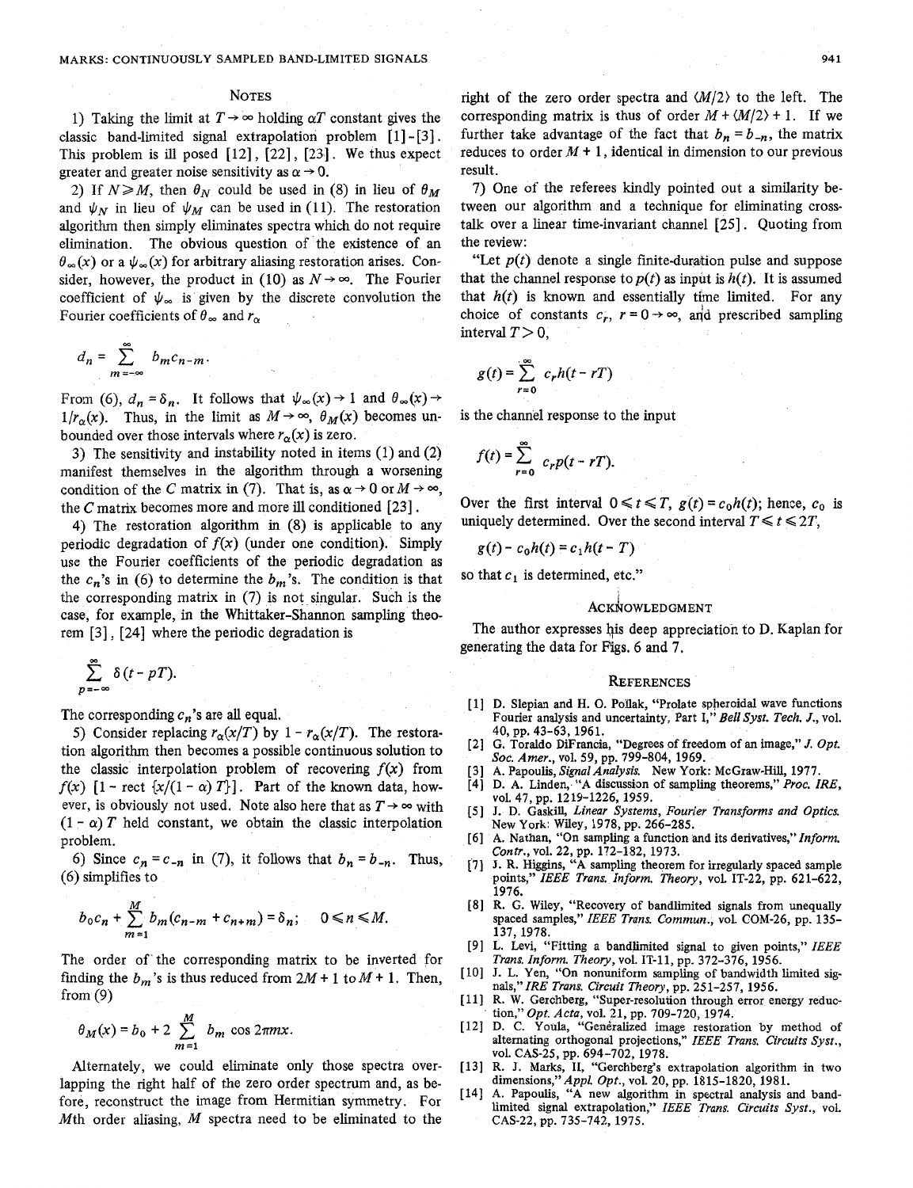## NOTES

1) Taking the limit at $T \to \infty$ holding $\alpha T$ constant gives the classic band-limited signal extrapolation problem [1]-[3]. This problem is ill posed [12], [22], [23]. We thus expect greater and greater noise sensitivity as $\alpha \to 0$.

2) If $N \geqslant M$, then $\theta_N$ could be used in (8) in lieu of $\theta_M$ and $\psi_N$ in lieu of $\psi_M$ can be used in (11). The restoration algorithm then simply eliminates spectra which do not require elimination. The obvious question of the existence of an $\theta_\infty(x)$ or a $\psi_\infty(x)$ for arbitrary aliasing restoration arises. Consider, however, the product in (10) as $N \to \infty$. The Fourier coefficient of $\psi_\infty$ is given by the discrete convolution the Fourier coefficients of $\theta_\infty$ and $r_\alpha$

$$d_n = \sum_{m=-\infty}^{\infty} b_m c_{n-m}.$$

From (6), $d_n = \delta_n$. It follows that $\psi_\infty(x) \to 1$ and $\theta_\infty(x) \to 1/r_\alpha(x)$. Thus, in the limit as $M \to \infty$, $\theta_M(x)$ becomes unbounded over those intervals where $r_\alpha(x)$ is zero.

3) The sensitivity and instability noted in items (1) and (2) manifest themselves in the algorithm through a worsening condition of the $C$ matrix in (7). That is, as $\alpha \to 0$ or $M \to \infty$, the $C$ matrix becomes more and more ill conditioned [23].

4) The restoration algorithm in (8) is applicable to any periodic degradation of $f(x)$ (under one condition). Simply use the Fourier coefficients of the periodic degradation as the $c_n$'s in (6) to determine the $b_m$'s. The condition is that the corresponding matrix in (7) is not singular. Such is the case, for example, in the Whittaker-Shannon sampling theorem [3], [24] where the periodic degradation is

$$\sum_{p=-\infty}^{\infty} \delta(t - pT).$$

The corresponding $c_n$'s are all equal.

5) Consider replacing $r_\alpha(x/T)$ by $1 - r_\alpha(x/T)$. The restoration algorithm then becomes a possible continuous solution to the classic interpolation problem of recovering $f(x)$ from $f(x)\ [1 - \text{rect}\ \{x/(1-\alpha)\ T\}]$. Part of the known data, however, is obviously not used. Note also here that as $T \to \infty$ with $(1 - \alpha)\ T$ held constant, we obtain the classic interpolation problem.

6) Since $c_n = c_{-n}$ in (7), it follows that $b_n = b_{-n}$. Thus, (6) simplifies to

$$b_0 c_n + \sum_{m=1}^{M} b_m (c_{n-m} + c_{n+m}) = \delta_n; \quad 0 \leqslant n \leqslant M.$$

The order of the corresponding matrix to be inverted for finding the $b_m$'s is thus reduced from $2M + 1$ to $M + 1$. Then, from (9)

$$\theta_M(x) = b_0 + 2 \sum_{m=1}^{M} b_m \cos 2\pi m x.$$

Alternately, we could eliminate only those spectra overlapping the right half of the zero order spectrum and, as before, reconstruct the image from Hermitian symmetry. For $M$th order aliasing, $M$ spectra need to be eliminated to the right of the zero order spectra and $\langle M/2 \rangle$ to the left. The corresponding matrix is thus of order $M + \langle M/2 \rangle + 1$. If we further take advantage of the fact that $b_n = b_{-n}$, the matrix reduces to order $M + 1$, identical in dimension to our previous result.

7) One of the referees kindly pointed out a similarity between our algorithm and a technique for eliminating crosstalk over a linear time-invariant channel [25]. Quoting from the review:

"Let $p(t)$ denote a single finite-duration pulse and suppose that the channel response to $p(t)$ as input is $h(t)$. It is assumed that $h(t)$ is known and essentially time limited. For any choice of constants $c_r$, $r = 0 \to \infty$, and prescribed sampling interval $T > 0$,

$$g(t) = \sum_{r=0}^{\infty} c_r h(t - rT)$$

is the channel response to the input

$$f(t) = \sum_{r=0}^{\infty} c_r p(t - rT).$$

Over the first interval $0 \leqslant t \leqslant T$, $g(t) = c_0 h(t)$; hence, $c_0$ is uniquely determined. Over the second interval $T \leqslant t \leqslant 2T$,

$$g(t) - c_0 h(t) = c_1 h(t - T)$$

so that $c_1$ is determined, etc."

## ACKNOWLEDGMENT

The author expresses his deep appreciation to D. Kaplan for generating the data for Figs. 6 and 7.

## REFERENCES

[1] D. Slepian and H. O. Pollak, "Prolate spheroidal wave functions Fourier analysis and uncertainty, Part I," *Bell Syst. Tech. J.*, vol. 40, pp. 43-63, 1961.

[2] G. Toraldo DiFrancia, "Degrees of freedom of an image," *J. Opt. Soc. Amer.*, vol. 59, pp. 799-804, 1969.

[3] A. Papoulis, *Signal Analysis.* New York: McGraw-Hill, 1977.

[4] D. A. Linden, "A discussion of sampling theorems," *Proc. IRE*, vol. 47, pp. 1219-1226, 1959.

[5] J. D. Gaskill, *Linear Systems, Fourier Transforms and Optics.* New York: Wiley, 1978, pp. 266-285.

[6] A. Nathan, "On sampling a function and its derivatives," *Inform. Contr.*, vol. 22, pp. 172-182, 1973.

[7] J. R. Higgins, "A sampling theorem for irregularly spaced sample points," *IEEE Trans. Inform. Theory*, vol. IT-22, pp. 621-622, 1976.

[8] R. G. Wiley, "Recovery of bandlimited signals from unequally spaced samples," *IEEE Trans. Commun.*, vol. COM-26, pp. 135-137, 1978.

[9] L. Levi, "Fitting a bandlimited signal to given points," *IEEE Trans. Inform. Theory*, vol. IT-11, pp. 372-376, 1956.

[10] J. L. Yen, "On nonuniform sampling of bandwidth limited signals," *IRE Trans. Circuit Theory*, pp. 251-257, 1956.

[11] R. W. Gerchberg, "Super-resolution through error energy reduction," *Opt. Acta*, vol. 21, pp. 709-720, 1974.

[12] D. C. Youla, "Generalized image restoration by method of alternating orthogonal projections," *IEEE Trans. Circuits Syst.*, vol. CAS-25, pp. 694-702, 1978.

[13] R. J. Marks, II, "Gerchberg's extrapolation algorithm in two dimensions," *Appl. Opt.*, vol. 20, pp. 1815-1820, 1981.

[14] A. Papoulis, "A new algorithm in spectral analysis and band-limited signal extrapolation," *IEEE Trans. Circuits Syst.*, vol. CAS-22, pp. 735-742, 1975.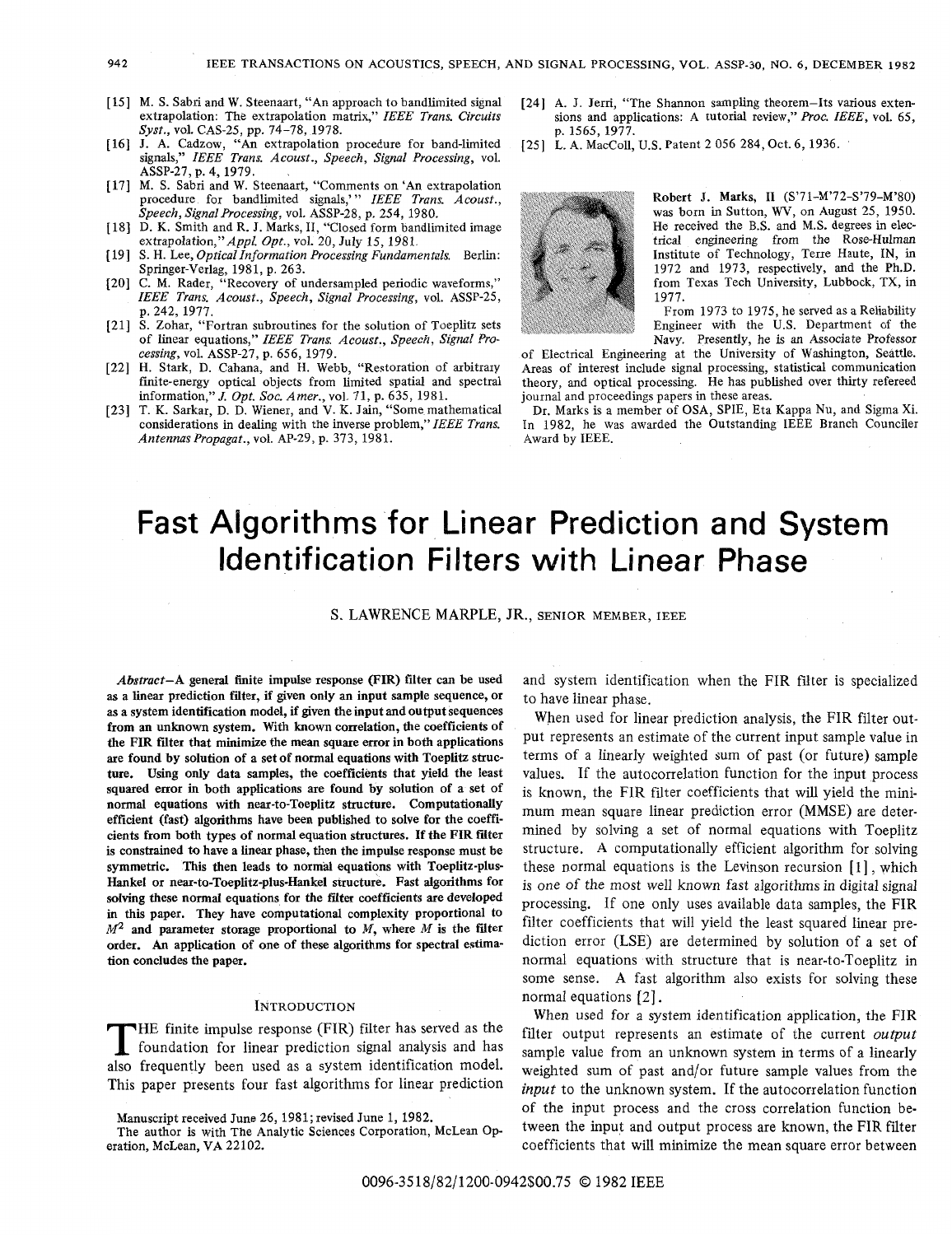[15] M. S. Sabri and W. Steenaart, "An approach to bandlimited signal extrapolation: The extrapolation matrix," *IEEE Trans. Circuits Syst.*, vol. CAS-25, pp. 74–78, 1978.

[16] J. A. Cadzow, "An extrapolation procedure for band-limited signals," *IEEE Trans. Acoust., Speech, Signal Processing*, vol. ASSP-27, p. 4, 1979.

[17] M. S. Sabri and W. Steenaart, "Comments on 'An extrapolation procedure for bandlimited signals,'" *IEEE Trans. Acoust., Speech, Signal Processing*, vol. ASSP-28, p. 254, 1980.

[18] D. K. Smith and R. J. Marks, II, "Closed form bandlimited image extrapolation," *Appl. Opt.*, vol. 20, July 15, 1981.

[19] S. H. Lee, *Optical Information Processing Fundamentals.* Berlin: Springer-Verlag, 1981, p. 263.

[20] C. M. Rader, "Recovery of undersampled periodic waveforms," *IEEE Trans. Acoust., Speech, Signal Processing*, vol. ASSP-25, p. 242, 1977.

[21] S. Zohar, "Fortran subroutines for the solution of Toeplitz sets of linear equations," *IEEE Trans. Acoust., Speech, Signal Processing*, vol. ASSP-27, p. 656, 1979.

[22] H. Stark, D. Cahana, and H. Webb, "Restoration of arbitrary finite-energy optical objects from limited spatial and spectral information," *J. Opt. Soc. Amer.*, vol. 71, p. 635, 1981.

[23] T. K. Sarkar, D. D. Wiener, and V. K. Jain, "Some mathematical considerations in dealing with the inverse problem," *IEEE Trans. Antennas Propagat.*, vol. AP-29, p. 373, 1981.

[24] A. J. Jerri, "The Shannon sampling theorem–Its various extensions and applications: A tutorial review," *Proc. IEEE*, vol. 65, p. 1565, 1977.

[25] L. A. MacColl, U.S. Patent 2 056 284, Oct. 6, 1936.

**Robert J. Marks, II** (S'71–M'72–S'79–M'80) was born in Sutton, WV, on August 25, 1950. He received the B.S. and M.S. degrees in electrical engineering from the Rose-Hulman Institute of Technology, Terre Haute, IN, in 1972 and 1973, respectively, and the Ph.D. from Texas Tech University, Lubbock, TX, in 1977.

From 1973 to 1975, he served as a Reliability Engineer with the U.S. Department of the Navy. Presently, he is an Associate Professor of Electrical Engineering at the University of Washington, Seattle. Areas of interest include signal processing, statistical communication theory, and optical processing. He has published over thirty refereed journal and proceedings papers in these areas.

Dr. Marks is a member of OSA, SPIE, Eta Kappa Nu, and Sigma Xi. In 1982, he was awarded the Outstanding IEEE Branch Councilor Award by IEEE.

# Fast Algorithms for Linear Prediction and System Identification Filters with Linear Phase

S. LAWRENCE MARPLE, JR., SENIOR MEMBER, IEEE

***Abstract*—A general finite impulse response (FIR) filter can be used as a linear prediction filter, if given only an input sample sequence, or as a system identification model, if given the input and output sequences from an unknown system. With known correlation, the coefficients of the FIR filter that minimize the mean square error in both applications are found by solution of a set of normal equations with Toeplitz structure. Using only data samples, the coefficients that yield the least squared error in both applications are found by solution of a set of normal equations with near-to-Toeplitz structure. Computationally efficient (fast) algorithms have been published to solve for the coefficients from both types of normal equation structures. If the FIR filter is constrained to have a linear phase, then the impulse response must be symmetric. This then leads to normal equations with Toeplitz-plus-Hankel or near-to-Toeplitz-plus-Hankel structure. Fast algorithms for solving these normal equations for the filter coefficients are developed in this paper. They have computational complexity proportional to $M^2$ and parameter storage proportional to $M$, where $M$ is the filter order. An application of one of these algorithms for spectral estimation concludes the paper.**

## Introduction

The finite impulse response (FIR) filter has served as the foundation for linear prediction signal analysis and has also frequently been used as a system identification model. This paper presents four fast algorithms for linear prediction and system identification when the FIR filter is specialized to have linear phase.

When used for linear prediction analysis, the FIR filter output represents an estimate of the current input sample value in terms of a linearly weighted sum of past (or future) sample values. If the autocorrelation function for the input process is known, the FIR filter coefficients that will yield the minimum mean square linear prediction error (MMSE) are determined by solving a set of normal equations with Toeplitz structure. A computationally efficient algorithm for solving these normal equations is the Levinson recursion [1], which is one of the most well known fast algorithms in digital signal processing. If one only uses available data samples, the FIR filter coefficients that will yield the least squared linear prediction error (LSE) are determined by solution of a set of normal equations with structure that is near-to-Toeplitz in some sense. A fast algorithm also exists for solving these normal equations [2].

When used for a system identification application, the FIR filter output represents an estimate of the current *output* sample value from an unknown system in terms of a linearly weighted sum of past and/or future sample values from the *input* to the unknown system. If the autocorrelation function of the input process and the cross correlation function between the input and output process are known, the FIR filter coefficients that will minimize the mean square error between

Manuscript received June 26, 1981; revised June 1, 1982.

The author is with The Analytic Sciences Corporation, McLean Operation, McLean, VA 22102.

0096-3518/82/1200-0942$00.75 © 1982 IEEE